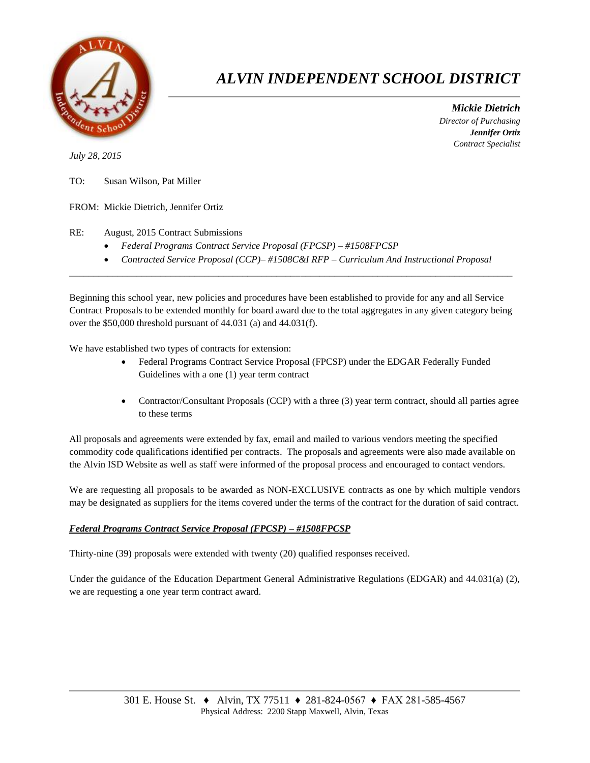# *ALVIN INDEPENDENT SCHOOL DISTRICT*

***Mickie Dietrich***
*Director of Purchasing*
***Jennifer Ortiz***
*Contract Specialist*

*July 28, 2015*

TO: Susan Wilson, Pat Miller

FROM: Mickie Dietrich, Jennifer Ortiz

RE: August, 2015 Contract Submissions

- *Federal Programs Contract Service Proposal (FPCSP) – #1508FPCSP*
- *Contracted Service Proposal (CCP)– #1508C&I RFP – Curriculum And Instructional Proposal*

---

Beginning this school year, new policies and procedures have been established to provide for any and all Service Contract Proposals to be extended monthly for board award due to the total aggregates in any given category being over the $50,000 threshold pursuant of 44.031 (a) and 44.031(f).

We have established two types of contracts for extension:

- Federal Programs Contract Service Proposal (FPCSP) under the EDGAR Federally Funded Guidelines with a one (1) year term contract
- Contractor/Consultant Proposals (CCP) with a three (3) year term contract, should all parties agree to these terms

All proposals and agreements were extended by fax, email and mailed to various vendors meeting the specified commodity code qualifications identified per contracts. The proposals and agreements were also made available on the Alvin ISD Website as well as staff were informed of the proposal process and encouraged to contact vendors.

We are requesting all proposals to be awarded as NON-EXCLUSIVE contracts as one by which multiple vendors may be designated as suppliers for the items covered under the terms of the contract for the duration of said contract.

***Federal Programs Contract Service Proposal (FPCSP) – #1508FPCSP***

Thirty-nine (39) proposals were extended with twenty (20) qualified responses received.

Under the guidance of the Education Department General Administrative Regulations (EDGAR) and 44.031(a) (2), we are requesting a one year term contract award.

301 E. House St. ♦ Alvin, TX 77511 ♦ 281-824-0567 ♦ FAX 281-585-4567
Physical Address: 2200 Stapp Maxwell, Alvin, Texas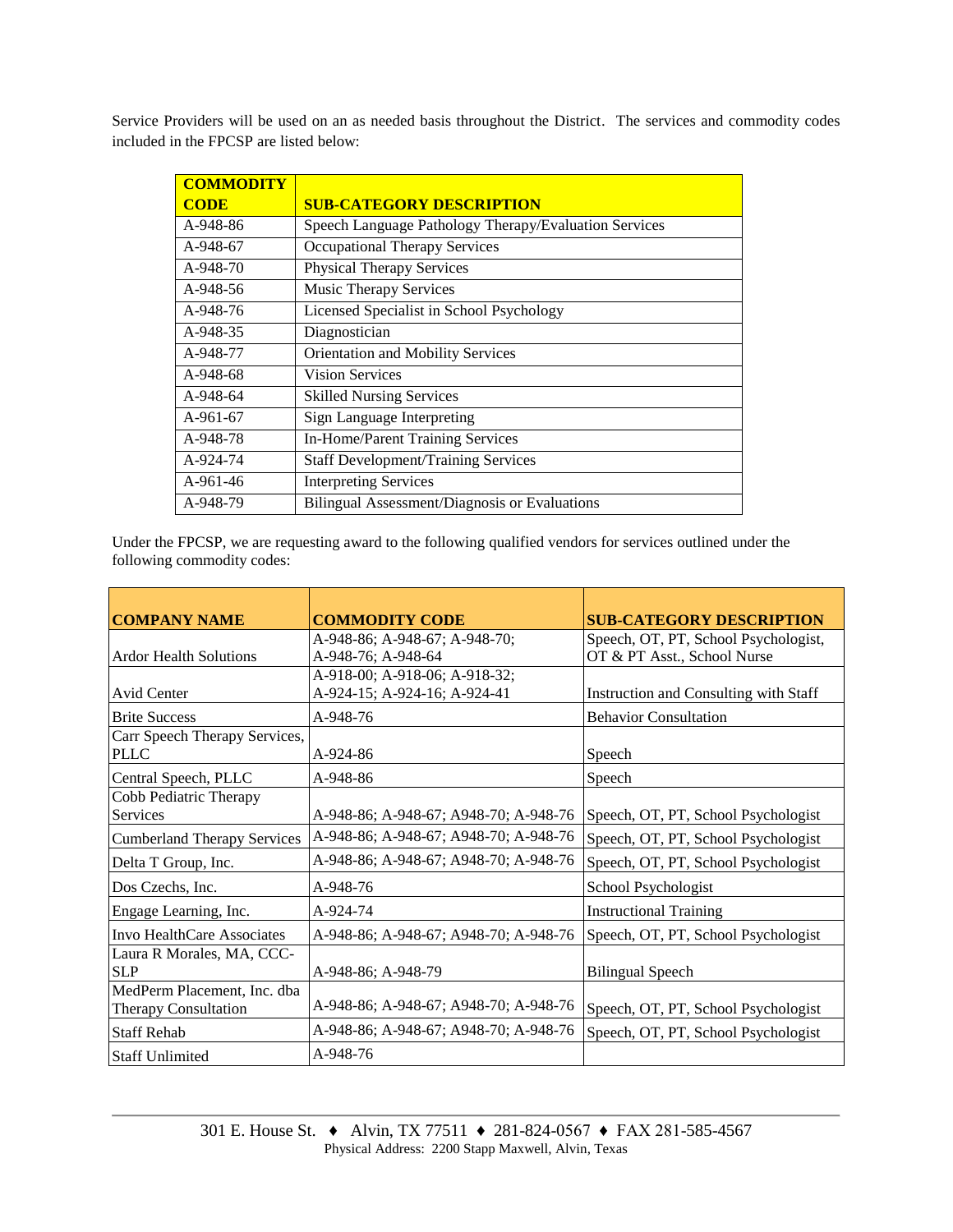Service Providers will be used on an as needed basis throughout the District. The services and commodity codes included in the FPCSP are listed below:

| COMMODITY CODE | SUB-CATEGORY DESCRIPTION |
|---|---|
| A-948-86 | Speech Language Pathology Therapy/Evaluation Services |
| A-948-67 | Occupational Therapy Services |
| A-948-70 | Physical Therapy Services |
| A-948-56 | Music Therapy Services |
| A-948-76 | Licensed Specialist in School Psychology |
| A-948-35 | Diagnostician |
| A-948-77 | Orientation and Mobility Services |
| A-948-68 | Vision Services |
| A-948-64 | Skilled Nursing Services |
| A-961-67 | Sign Language Interpreting |
| A-948-78 | In-Home/Parent Training Services |
| A-924-74 | Staff Development/Training Services |
| A-961-46 | Interpreting Services |
| A-948-79 | Bilingual Assessment/Diagnosis or Evaluations |

Under the FPCSP, we are requesting award to the following qualified vendors for services outlined under the following commodity codes:

| COMPANY NAME | COMMODITY CODE | SUB-CATEGORY DESCRIPTION |
|---|---|---|
| Ardor Health Solutions | A-948-86; A-948-67; A-948-70; A-948-76; A-948-64 | Speech, OT, PT, School Psychologist, OT & PT Asst., School Nurse |
| Avid Center | A-918-00; A-918-06; A-918-32; A-924-15; A-924-16; A-924-41 | Instruction and Consulting with Staff |
| Brite Success | A-948-76 | Behavior Consultation |
| Carr Speech Therapy Services, PLLC | A-924-86 | Speech |
| Central Speech, PLLC | A-948-86 | Speech |
| Cobb Pediatric Therapy Services | A-948-86; A-948-67; A948-70; A-948-76 | Speech, OT, PT, School Psychologist |
| Cumberland Therapy Services | A-948-86; A-948-67; A948-70; A-948-76 | Speech, OT, PT, School Psychologist |
| Delta T Group, Inc. | A-948-86; A-948-67; A948-70; A-948-76 | Speech, OT, PT, School Psychologist |
| Dos Czechs, Inc. | A-948-76 | School Psychologist |
| Engage Learning, Inc. | A-924-74 | Instructional Training |
| Invo HealthCare Associates | A-948-86; A-948-67; A948-70; A-948-76 | Speech, OT, PT, School Psychologist |
| Laura R Morales, MA, CCC-SLP | A-948-86; A-948-79 | Bilingual Speech |
| MedPerm Placement, Inc. dba Therapy Consultation | A-948-86; A-948-67; A948-70; A-948-76 | Speech, OT, PT, School Psychologist |
| Staff Rehab | A-948-86; A-948-67; A948-70; A-948-76 | Speech, OT, PT, School Psychologist |
| Staff Unlimited | A-948-76 | |

301 E. House St. ♦ Alvin, TX 77511 ♦ 281-824-0567 ♦ FAX 281-585-4567
Physical Address: 2200 Stapp Maxwell, Alvin, Texas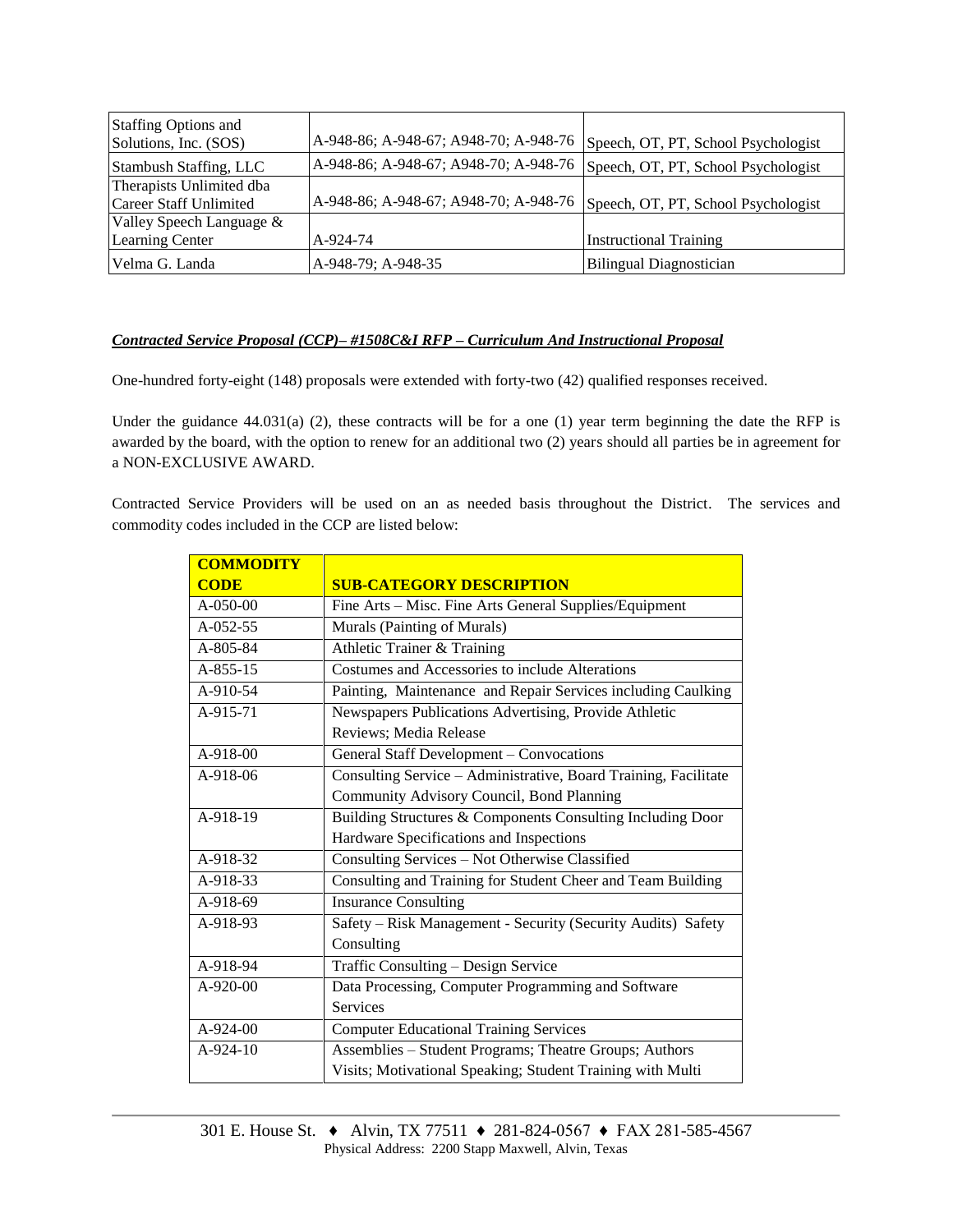| Staffing Options and Solutions, Inc. (SOS) | A-948-86; A-948-67; A948-70; A-948-76 | Speech, OT, PT, School Psychologist |
|---|---|---|
| Stambush Staffing, LLC | A-948-86; A-948-67; A948-70; A-948-76 | Speech, OT, PT, School Psychologist |
| Therapists Unlimited dba Career Staff Unlimited | A-948-86; A-948-67; A948-70; A-948-76 | Speech, OT, PT, School Psychologist |
| Valley Speech Language & Learning Center | A-924-74 | Instructional Training |
| Velma G. Landa | A-948-79; A-948-35 | Bilingual Diagnostician |

***Contracted Service Proposal (CCP)– #1508C&I RFP – Curriculum And Instructional Proposal***

One-hundred forty-eight (148) proposals were extended with forty-two (42) qualified responses received.

Under the guidance 44.031(a) (2), these contracts will be for a one (1) year term beginning the date the RFP is awarded by the board, with the option to renew for an additional two (2) years should all parties be in agreement for a NON-EXCLUSIVE AWARD.

Contracted Service Providers will be used on an as needed basis throughout the District. The services and commodity codes included in the CCP are listed below:

| COMMODITY CODE | SUB-CATEGORY DESCRIPTION |
|---|---|
| A-050-00 | Fine Arts – Misc. Fine Arts General Supplies/Equipment |
| A-052-55 | Murals (Painting of Murals) |
| A-805-84 | Athletic Trainer & Training |
| A-855-15 | Costumes and Accessories to include Alterations |
| A-910-54 | Painting, Maintenance and Repair Services including Caulking |
| A-915-71 | Newspapers Publications Advertising, Provide Athletic Reviews; Media Release |
| A-918-00 | General Staff Development – Convocations |
| A-918-06 | Consulting Service – Administrative, Board Training, Facilitate Community Advisory Council, Bond Planning |
| A-918-19 | Building Structures & Components Consulting Including Door Hardware Specifications and Inspections |
| A-918-32 | Consulting Services – Not Otherwise Classified |
| A-918-33 | Consulting and Training for Student Cheer and Team Building |
| A-918-69 | Insurance Consulting |
| A-918-93 | Safety – Risk Management - Security (Security Audits) Safety Consulting |
| A-918-94 | Traffic Consulting – Design Service |
| A-920-00 | Data Processing, Computer Programming and Software Services |
| A-924-00 | Computer Educational Training Services |
| A-924-10 | Assemblies – Student Programs; Theatre Groups; Authors Visits; Motivational Speaking; Student Training with Multi |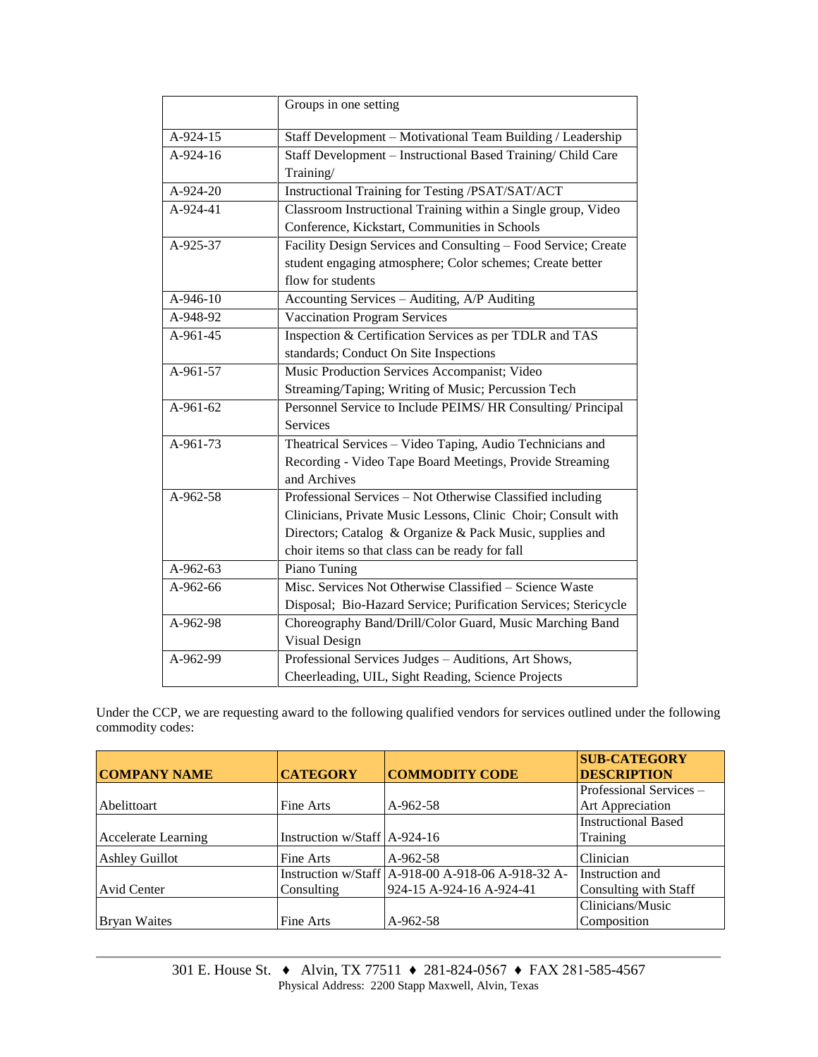| | |
|---|---|
| | Groups in one setting |
| A-924-15 | Staff Development – Motivational Team Building / Leadership |
| A-924-16 | Staff Development – Instructional Based Training/ Child Care Training/ |
| A-924-20 | Instructional Training for Testing /PSAT/SAT/ACT |
| A-924-41 | Classroom Instructional Training within a Single group, Video Conference, Kickstart, Communities in Schools |
| A-925-37 | Facility Design Services and Consulting – Food Service; Create student engaging atmosphere; Color schemes; Create better flow for students |
| A-946-10 | Accounting Services – Auditing, A/P Auditing |
| A-948-92 | Vaccination Program Services |
| A-961-45 | Inspection & Certification Services as per TDLR and TAS standards; Conduct On Site Inspections |
| A-961-57 | Music Production Services Accompanist; Video Streaming/Taping; Writing of Music; Percussion Tech |
| A-961-62 | Personnel Service to Include PEIMS/ HR Consulting/ Principal Services |
| A-961-73 | Theatrical Services – Video Taping, Audio Technicians and Recording - Video Tape Board Meetings, Provide Streaming and Archives |
| A-962-58 | Professional Services – Not Otherwise Classified including Clinicians, Private Music Lessons, Clinic Choir; Consult with Directors; Catalog & Organize & Pack Music, supplies and choir items so that class can be ready for fall |
| A-962-63 | Piano Tuning |
| A-962-66 | Misc. Services Not Otherwise Classified – Science Waste Disposal; Bio-Hazard Service; Purification Services; Stericycle |
| A-962-98 | Choreography Band/Drill/Color Guard, Music Marching Band Visual Design |
| A-962-99 | Professional Services Judges – Auditions, Art Shows, Cheerleading, UIL, Sight Reading, Science Projects |

Under the CCP, we are requesting award to the following qualified vendors for services outlined under the following commodity codes:

| COMPANY NAME | CATEGORY | COMMODITY CODE | SUB-CATEGORY DESCRIPTION |
|---|---|---|---|
| Abelittoart | Fine Arts | A-962-58 | Professional Services – Art Appreciation |
| Accelerate Learning | Instruction w/Staff | A-924-16 | Instructional Based Training |
| Ashley Guillot | Fine Arts | A-962-58 | Clinician |
| Avid Center | Instruction w/Staff Consulting | A-918-00 A-918-06 A-918-32 A-924-15 A-924-16 A-924-41 | Instruction and Consulting with Staff |
| Bryan Waites | Fine Arts | A-962-58 | Clinicians/Music Composition |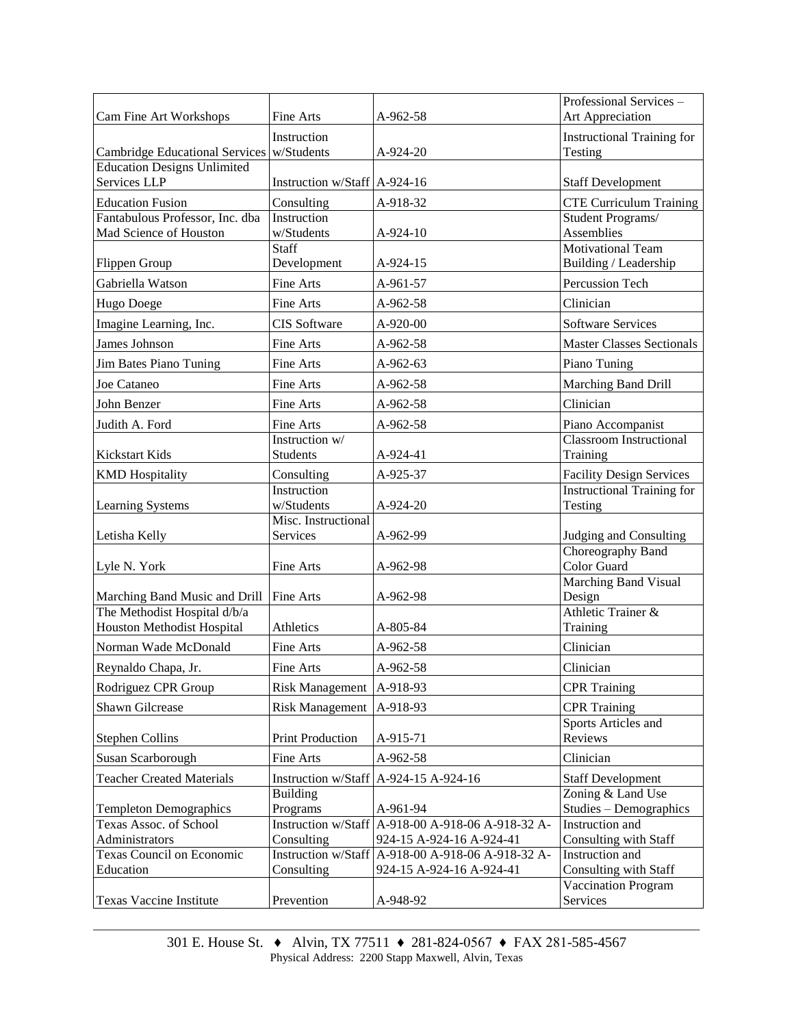| | | | |
|---|---|---|---|
| Cam Fine Art Workshops | Fine Arts | A-962-58 | Professional Services – Art Appreciation |
| Cambridge Educational Services | Instruction w/Students | A-924-20 | Instructional Training for Testing |
| Education Designs Unlimited Services LLP | Instruction w/Staff | A-924-16 | Staff Development |
| Education Fusion | Consulting | A-918-32 | CTE Curriculum Training |
| Fantabulous Professor, Inc. dba Mad Science of Houston | Instruction w/Students | A-924-10 | Student Programs/ Assemblies |
| Flippen Group | Staff Development | A-924-15 | Motivational Team Building / Leadership |
| Gabriella Watson | Fine Arts | A-961-57 | Percussion Tech |
| Hugo Doege | Fine Arts | A-962-58 | Clinician |
| Imagine Learning, Inc. | CIS Software | A-920-00 | Software Services |
| James Johnson | Fine Arts | A-962-58 | Master Classes Sectionals |
| Jim Bates Piano Tuning | Fine Arts | A-962-63 | Piano Tuning |
| Joe Cataneo | Fine Arts | A-962-58 | Marching Band Drill |
| John Benzer | Fine Arts | A-962-58 | Clinician |
| Judith A. Ford | Fine Arts | A-962-58 | Piano Accompanist |
| Kickstart Kids | Instruction w/ Students | A-924-41 | Classroom Instructional Training |
| KMD Hospitality | Consulting | A-925-37 | Facility Design Services |
| Learning Systems | Instruction w/Students | A-924-20 | Instructional Training for Testing |
| Letisha Kelly | Misc. Instructional Services | A-962-99 | Judging and Consulting |
| Lyle N. York | Fine Arts | A-962-98 | Choreography Band Color Guard |
| Marching Band Music and Drill | Fine Arts | A-962-98 | Marching Band Visual Design |
| The Methodist Hospital d/b/a Houston Methodist Hospital | Athletics | A-805-84 | Athletic Trainer & Training |
| Norman Wade McDonald | Fine Arts | A-962-58 | Clinician |
| Reynaldo Chapa, Jr. | Fine Arts | A-962-58 | Clinician |
| Rodriguez CPR Group | Risk Management | A-918-93 | CPR Training |
| Shawn Gilcrease | Risk Management | A-918-93 | CPR Training |
| Stephen Collins | Print Production | A-915-71 | Sports Articles and Reviews |
| Susan Scarborough | Fine Arts | A-962-58 | Clinician |
| Teacher Created Materials | Instruction w/Staff | A-924-15 A-924-16 | Staff Development |
| Templeton Demographics | Building Programs | A-961-94 | Zoning & Land Use Studies – Demographics |
| Texas Assoc. of School Administrators | Instruction w/Staff Consulting | A-918-00 A-918-06 A-918-32 A-924-15 A-924-16 A-924-41 | Instruction and Consulting with Staff |
| Texas Council on Economic Education | Instruction w/Staff Consulting | A-918-00 A-918-06 A-918-32 A-924-15 A-924-16 A-924-41 | Instruction and Consulting with Staff |
| Texas Vaccine Institute | Prevention | A-948-92 | Vaccination Program Services |

301 E. House St. ♦ Alvin, TX 77511 ♦ 281-824-0567 ♦ FAX 281-585-4567
Physical Address: 2200 Stapp Maxwell, Alvin, Texas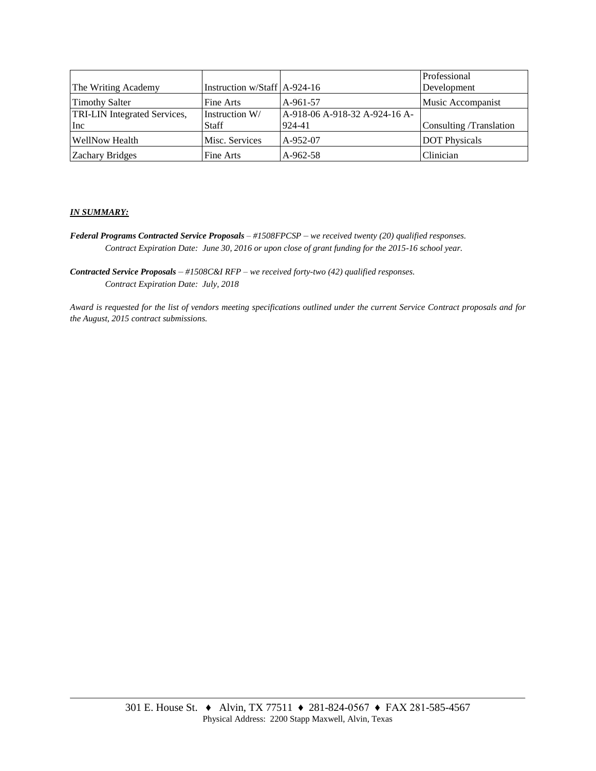| | | | |
|---|---|---|---|
| The Writing Academy | Instruction w/Staff | A-924-16 | Professional Development |
| Timothy Salter | Fine Arts | A-961-57 | Music Accompanist |
| TRI-LIN Integrated Services, Inc | Instruction W/ Staff | A-918-06 A-918-32 A-924-16 A-924-41 | Consulting /Translation |
| WellNow Health | Misc. Services | A-952-07 | DOT Physicals |
| Zachary Bridges | Fine Arts | A-962-58 | Clinician |

***IN SUMMARY:***

***Federal Programs Contracted Service Proposals*** *– #1508FPCSP – we received twenty (20) qualified responses.*
*Contract Expiration Date: June 30, 2016 or upon close of grant funding for the 2015-16 school year.*

***Contracted Service Proposals*** *– #1508C&I RFP – we received forty-two (42) qualified responses.*
*Contract Expiration Date: July, 2018*

*Award is requested for the list of vendors meeting specifications outlined under the current Service Contract proposals and for the August, 2015 contract submissions.*